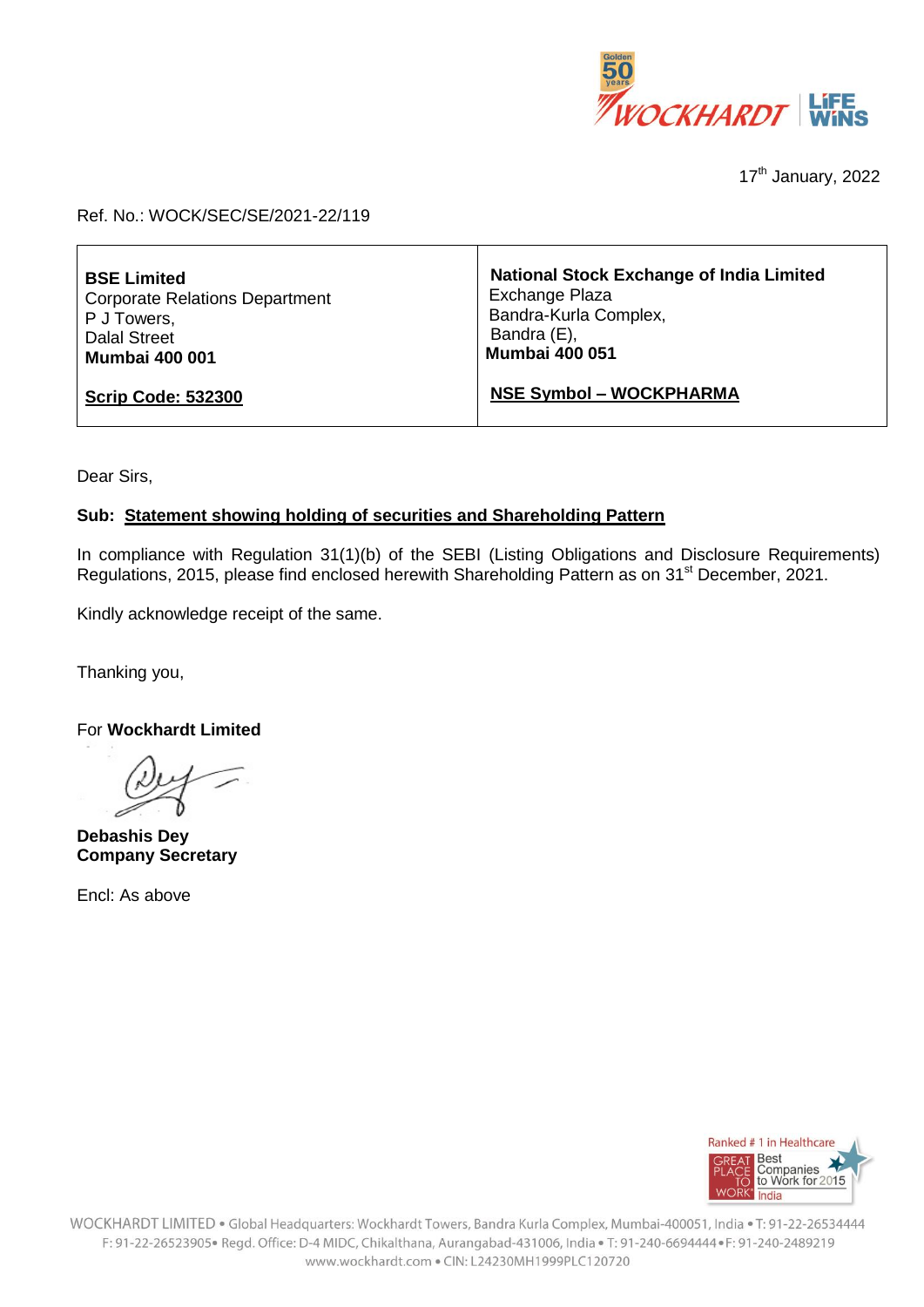17th January, 2022

Ref. No.: WOCK/SEC/SE/2021-22/119

| **BSE Limited**<br>Corporate Relations Department<br>P J Towers,<br>Dalal Street<br>**Mumbai 400 001**<br><br>**Scrip Code: 532300** | **National Stock Exchange of India Limited**<br>Exchange Plaza<br>Bandra-Kurla Complex,<br>Bandra (E),<br>**Mumbai 400 051**<br><br>**NSE Symbol – WOCKPHARMA** |
|---|---|

Dear Sirs,

**Sub: Statement showing holding of securities and Shareholding Pattern**

In compliance with Regulation 31(1)(b) of the SEBI (Listing Obligations and Disclosure Requirements) Regulations, 2015, please find enclosed herewith Shareholding Pattern as on 31st December, 2021.

Kindly acknowledge receipt of the same.

Thanking you,

For **Wockhardt Limited**

**Debashis Dey**
**Company Secretary**

Encl: As above

WOCKHARDT LIMITED • Global Headquarters: Wockhardt Towers, Bandra Kurla Complex, Mumbai-400051, India • T: 91-22-26534444 F: 91-22-26523905• Regd. Office: D-4 MIDC, Chikalthana, Aurangabad-431006, India • T: 91-240-6694444 • F: 91-240-2489219 www.wockhardt.com • CIN: L24230MH1999PLC120720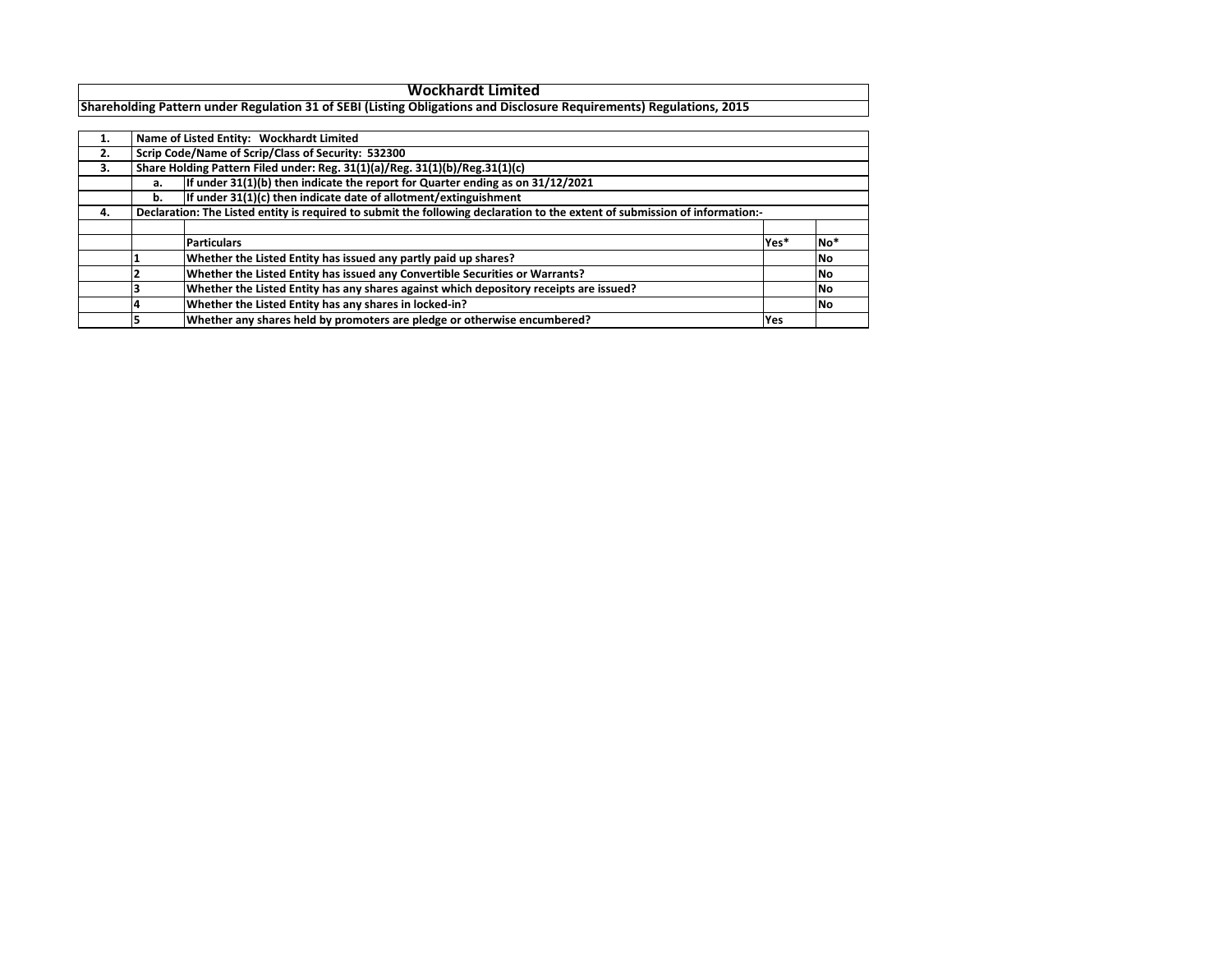# Wockhardt Limited

**Shareholding Pattern under Regulation 31 of SEBI (Listing Obligations and Disclosure Requirements) Regulations, 2015**

| | | | | |
|---|---|---|---|---|
| 1. | Name of Listed Entity: Wockhardt Limited | | | |
| 2. | Scrip Code/Name of Scrip/Class of Security: 532300 | | | |
| 3. | Share Holding Pattern Filed under: Reg. 31(1)(a)/Reg. 31(1)(b)/Reg.31(1)(c) | | | |
| | a. | If under 31(1)(b) then indicate the report for Quarter ending as on 31/12/2021 | | |
| | b. | If under 31(1)(c) then indicate date of allotment/extinguishment | | |
| 4. | Declaration: The Listed entity is required to submit the following declaration to the extent of submission of information:- | | | |
| | | | | |
| | | Particulars | Yes* | No* |
| | 1 | Whether the Listed Entity has issued any partly paid up shares? | | No |
| | 2 | Whether the Listed Entity has issued any Convertible Securities or Warrants? | | No |
| | 3 | Whether the Listed Entity has any shares against which depository receipts are issued? | | No |
| | 4 | Whether the Listed Entity has any shares in locked-in? | | No |
| | 5 | Whether any shares held by promoters are pledge or otherwise encumbered? | Yes | |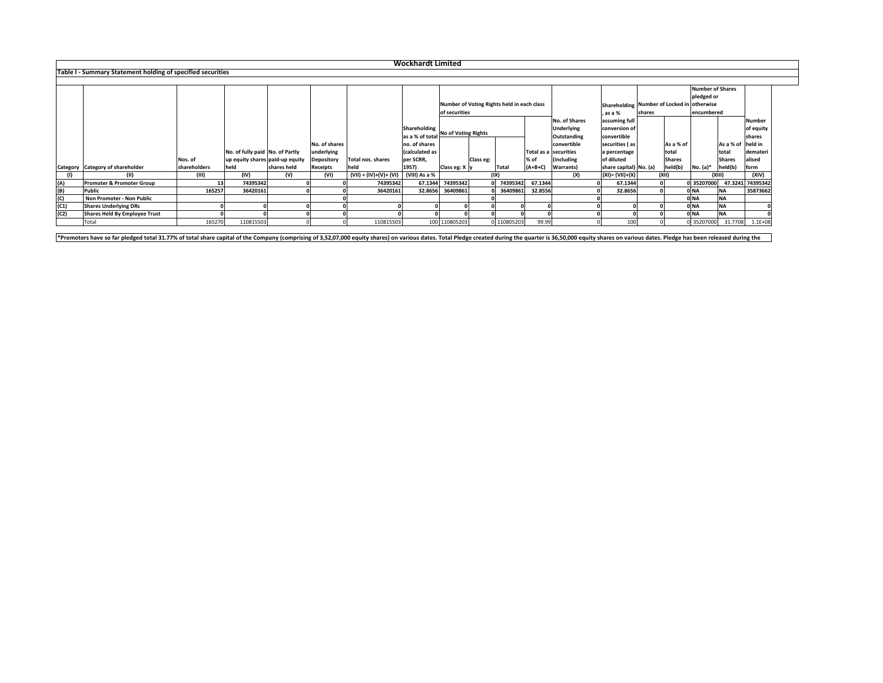# Wockhardt Limited

## Table I - Summary Statement holding of specified securities

| Category | Category of shareholder | Nos. of shareholders | No. of fully paid up equity shares held | No. of Partly paid-up equity shares held | No. of shares underlying Depository Receipts | Total nos. shares held | Shareholding as a % of total no. of shares (calculated as per SCRR, 1957) | Number of Voting Rights held in each class of securities | | | | No. of Shares Underlying Outstanding convertible securities (including Warrants) | Shareholding , as a % assuming full conversion of convertible securities ( as a percentage of diluted share capital) | Number of Locked in shares | | Number of Shares pledged or otherwise encumbered | | Number of equity shares held in dematerialised form |
|---|---|---|---|---|---|---|---|---|---|---|---|---|---|---|---|---|---|---|
| | | | | | | | | No of Voting Rights | | | Total as a % of (A+B+C) | | | No. (a) | As a % of total Shares held(b) | No. (a)* | As a % of total Shares held(b) | |
| | | | | | | | | Class eg: X | Class eg: y | Total | | | | | | | | |
| (I) | (II) | (III) | (IV) | (V) | (VI) | (VII) = (IV)+(V)+ (VI) | (VIII) As a % | (IX) | | | | (X) | (XI)= (VII)+(X) | (XII) | | (XIII) | | (XIV) |
| (A) | Promoter & Promoter Group | 13 | 74395342 | 0 | 0 | 74395342 | 67.1344 | 74395342 | 0 | 74395342 | 67.1344 | 0 | 67.1344 | 0 | 0 | 35207000 | 47.3241 | 74395342 |
| (B) | Public | 165257 | 36420161 | 0 | 0 | 36420161 | 32.8656 | 36409861 | 0 | 36409861 | 32.8556 | 0 | 32.8656 | 0 | 0 | NA | NA | 35873662 |
| (C) | Non Promoter - Non Public | | | | 0 | | | | 0 | | | 0 | | | 0 | NA | NA | |
| (C1) | Shares Underlying DRs | 0 | 0 | 0 | 0 | 0 | 0 | 0 | 0 | 0 | 0 | 0 | 0 | 0 | 0 | NA | NA | 0 |
| (C2) | Shares Held By Employee Trust | 0 | 0 | 0 | 0 | 0 | 0 | 0 | 0 | 0 | 0 | 0 | 0 | 0 | 0 | NA | NA | 0 |
| | Total | 165270 | 110815503 | 0 | 0 | 110815503 | 100 | 110805203 | 0 | 110805203 | 99.99 | 0 | 100 | 0 | 0 | 35207000 | 31.7708 | 1.1E+08 |

*Promoters have so far pledged total 31.77% of total share capital of the Company (comprising of 3,52,07,000 equity shares) on various dates. Total Pledge created during the quarter is 36,50,000 equity shares on various dates. Pledge has been released during the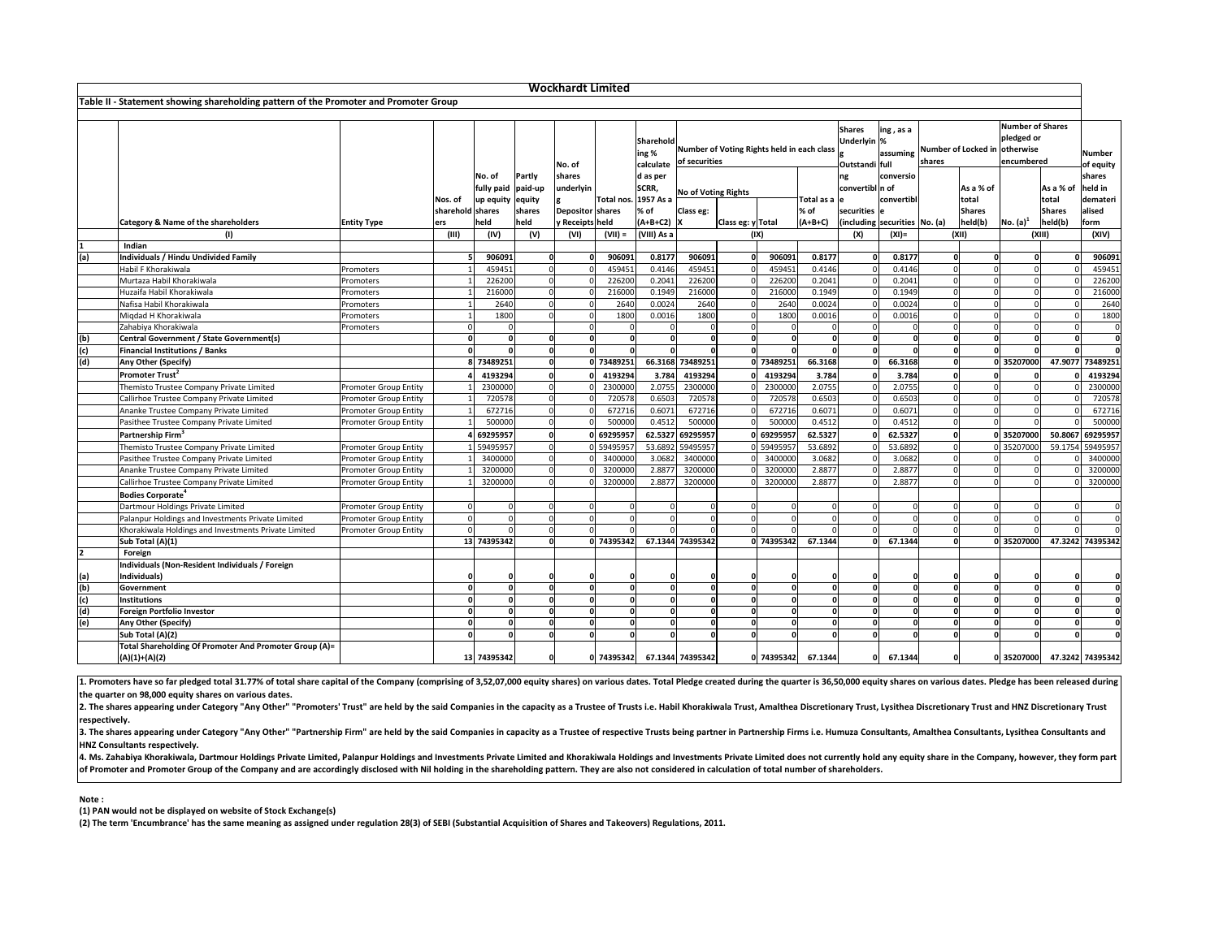# Wockhardt Limited

## Table II - Statement showing shareholding pattern of the Promoter and Promoter Group

| | Category & Name of the shareholders | Entity Type | Nos. of shareholders | No. of fully paid up equity shares held | Partly paid-up equity shares held | No. of shares underlying Depository Receipts | Total nos. shares held | Shareholding % calculated as per SCRR, 1957 As a % of (A+B+C2) | Number of Voting Rights held in each class of securities | | | | Shares Underlying Outstanding convertible securities (including | Shareholding, as a % assuming full conversion of convertible securities | Number of Locked in shares | | Number of Shares pledged or otherwise encumbered | | Number of equity shares held in dematerialised form |
|---|---|---|---|---|---|---|---|---|---|---|---|---|---|---|---|---|---|---|---|
| | | | | | | | | | No of Voting Rights | | | Total as a % of (A+B+C) | | | No. (a) | As a % of total Shares held(b) | No. (a)[1] | As a % of total Shares held(b) | |
| | | | | | | | | | Class eg: X | Class eg: y | Total | | | | | | | | |
| | (I) | | (III) | (IV) | (V) | (VI) | (VII) = | (VIII) As a | (IX) | | | | (X) | (XI)= | (XII) | | (XIII) | | (XIV) |
| 1 | **Indian** | | | | | | | | | | | | | | | | | | |
| (a) | **Individuals / Hindu Undivided Family** | | **5** | **906091** | **0** | **0** | **906091** | **0.8177** | **906091** | **0** | **906091** | **0.8177** | **0** | **0.8177** | **0** | **0** | **0** | **0** | **906091** |
| | Habil F Khorakiwala | Promoters | 1 | 459451 | 0 | 0 | 459451 | 0.4146 | 459451 | 0 | 459451 | 0.4146 | 0 | 0.4146 | 0 | 0 | 0 | 0 | 459451 |
| | Murtaza Habil Khorakiwala | Promoters | 1 | 226200 | 0 | 0 | 226200 | 0.2041 | 226200 | 0 | 226200 | 0.2041 | 0 | 0.2041 | 0 | 0 | 0 | 0 | 226200 |
| | Huzaifa Habil Khorakiwala | Promoters | 1 | 216000 | 0 | 0 | 216000 | 0.1949 | 216000 | 0 | 216000 | 0.1949 | 0 | 0.1949 | 0 | 0 | 0 | 0 | 216000 |
| | Nafisa Habil Khorakiwala | Promoters | 1 | 2640 | 0 | 0 | 2640 | 0.0024 | 2640 | 0 | 2640 | 0.0024 | 0 | 0.0024 | 0 | 0 | 0 | 0 | 2640 |
| | Miqdad H Khorakiwala | Promoters | 1 | 1800 | 0 | 0 | 1800 | 0.0016 | 1800 | 0 | 1800 | 0.0016 | 0 | 0.0016 | 0 | 0 | 0 | 0 | 1800 |
| | Zahabiya Khorakiwala | Promoters | 0 | 0 | | 0 | 0 | 0 | 0 | 0 | 0 | 0 | 0 | 0 | 0 | 0 | 0 | 0 | 0 |
| (b) | **Central Government / State Government(s)** | | **0** | **0** | **0** | **0** | **0** | **0** | **0** | **0** | **0** | **0** | **0** | **0** | **0** | **0** | **0** | **0** | **0** |
| (c) | **Financial Institutions / Banks** | | **0** | **0** | **0** | **0** | **0** | **0** | **0** | **0** | **0** | **0** | **0** | **0** | **0** | **0** | **0** | **0** | **0** |
| (d) | **Any Other (Specify)** | | **8** | **73489251** | **0** | **0** | **73489251** | **66.3168** | **73489251** | **0** | **73489251** | **66.3168** | **0** | **66.3168** | **0** | **0** | **35207000** | **47.9077** | **73489251** |
| | **Promoter Trust[2]** | | **4** | **4193294** | **0** | **0** | **4193294** | **3.784** | **4193294** | **0** | **4193294** | **3.784** | **0** | **3.784** | **0** | **0** | **0** | **0** | **4193294** |
| | Themisto Trustee Company Private Limited | Promoter Group Entity | 1 | 2300000 | 0 | 0 | 2300000 | 2.0755 | 2300000 | 0 | 2300000 | 2.0755 | 0 | 2.0755 | 0 | 0 | 0 | 0 | 2300000 |
| | Callirhoe Trustee Company Private Limited | Promoter Group Entity | 1 | 720578 | 0 | 0 | 720578 | 0.6503 | 720578 | 0 | 720578 | 0.6503 | 0 | 0.6503 | 0 | 0 | 0 | 0 | 720578 |
| | Ananke Trustee Company Private Limited | Promoter Group Entity | 1 | 672716 | 0 | 0 | 672716 | 0.6071 | 672716 | 0 | 672716 | 0.6071 | 0 | 0.6071 | 0 | 0 | 0 | 0 | 672716 |
| | Pasithee Trustee Company Private Limited | Promoter Group Entity | 1 | 500000 | 0 | 0 | 500000 | 0.4512 | 500000 | 0 | 500000 | 0.4512 | 0 | 0.4512 | 0 | 0 | 0 | 0 | 500000 |
| | **Partnership Firm[3]** | | **4** | **69295957** | **0** | **0** | **69295957** | **62.5327** | **69295957** | **0** | **69295957** | **62.5327** | **0** | **62.5327** | **0** | **0** | **35207000** | **50.8067** | **69295957** |
| | Themisto Trustee Company Private Limited | Promoter Group Entity | 1 | 59495957 | 0 | 0 | 59495957 | 53.6892 | 59495957 | 0 | 59495957 | 53.6892 | 0 | 53.6892 | 0 | 0 | 35207000 | 59.1754 | 59495957 |
| | Pasithee Trustee Company Private Limited | Promoter Group Entity | 1 | 3400000 | 0 | 0 | 3400000 | 3.0682 | 3400000 | 0 | 3400000 | 3.0682 | 0 | 3.0682 | 0 | 0 | 0 | 0 | 3400000 |
| | Ananke Trustee Company Private Limited | Promoter Group Entity | 1 | 3200000 | 0 | 0 | 3200000 | 2.8877 | 3200000 | 0 | 3200000 | 2.8877 | 0 | 2.8877 | 0 | 0 | 0 | 0 | 3200000 |
| | Callirhoe Trustee Company Private Limited | Promoter Group Entity | 1 | 3200000 | 0 | 0 | 3200000 | 2.8877 | 3200000 | 0 | 3200000 | 2.8877 | 0 | 2.8877 | 0 | 0 | 0 | 0 | 3200000 |
| | **Bodies Corporate[4]** | | | | | | | | | | | | | | | | | | |
| | Dartmour Holdings Private Limited | Promoter Group Entity | 0 | 0 | 0 | 0 | 0 | 0 | 0 | 0 | 0 | 0 | 0 | 0 | 0 | 0 | 0 | 0 | 0 |
| | Palanpur Holdings and Investments Private Limited | Promoter Group Entity | 0 | 0 | 0 | 0 | 0 | 0 | 0 | 0 | 0 | 0 | 0 | 0 | 0 | 0 | 0 | 0 | 0 |
| | Khorakiwala Holdings and Investments Private Limited | Promoter Group Entity | 0 | 0 | 0 | 0 | 0 | 0 | 0 | 0 | 0 | 0 | 0 | 0 | 0 | 0 | 0 | 0 | 0 |
| | **Sub Total (A)(1)** | | **13** | **74395342** | **0** | **0** | **74395342** | **67.1344** | **74395342** | **0** | **74395342** | **67.1344** | **0** | **67.1344** | **0** | **0** | **35207000** | **47.3242** | **74395342** |
| 2 | **Foreign** | | | | | | | | | | | | | | | | | | |
| (a) | **Individuals (Non-Resident Individuals / Foreign Individuals)** | | **0** | **0** | **0** | **0** | **0** | **0** | **0** | **0** | **0** | **0** | **0** | **0** | **0** | **0** | **0** | **0** | **0** |
| (b) | **Government** | | **0** | **0** | **0** | **0** | **0** | **0** | **0** | **0** | **0** | **0** | **0** | **0** | **0** | **0** | **0** | **0** | **0** |
| (c) | **Institutions** | | **0** | **0** | **0** | **0** | **0** | **0** | **0** | **0** | **0** | **0** | **0** | **0** | **0** | **0** | **0** | **0** | **0** |
| (d) | **Foreign Portfolio Investor** | | **0** | **0** | **0** | **0** | **0** | **0** | **0** | **0** | **0** | **0** | **0** | **0** | **0** | **0** | **0** | **0** | **0** |
| (e) | **Any Other (Specify)** | | **0** | **0** | **0** | **0** | **0** | **0** | **0** | **0** | **0** | **0** | **0** | **0** | **0** | **0** | **0** | **0** | **0** |
| | **Sub Total (A)(2)** | | **0** | **0** | **0** | **0** | **0** | **0** | **0** | **0** | **0** | **0** | **0** | **0** | **0** | **0** | **0** | **0** | **0** |
| | **Total Shareholding Of Promoter And Promoter Group (A)= (A)(1)+(A)(2)** | | **13** | **74395342** | **0** | **0** | **74395342** | **67.1344** | **74395342** | **0** | **74395342** | **67.1344** | **0** | **67.1344** | **0** | **0** | **35207000** | **47.3242** | **74395342** |

**1. Promoters have so far pledged total 31.77% of total share capital of the Company (comprising of 3,52,07,000 equity shares) on various dates. Total Pledge created during the quarter is 36,50,000 equity shares on various dates. Pledge has been released during the quarter on 98,000 equity shares on various dates.**

**2. The shares appearing under Category "Any Other" "Promoters' Trust" are held by the said Companies in the capacity as a Trustee of Trusts i.e. Habil Khorakiwala Trust, Amalthea Discretionary Trust, Lysithea Discretionary Trust and HNZ Discretionary Trust respectively.**

**3. The shares appearing under Category "Any Other" "Partnership Firm" are held by the said Companies in capacity as a Trustee of respective Trusts being partner in Partnership Firms i.e. Humuza Consultants, Amalthea Consultants, Lysithea Consultants and HNZ Consultants respectively.**

**4. Ms. Zahabiya Khorakiwala, Dartmour Holdings Private Limited, Palanpur Holdings and Investments Private Limited and Khorakiwala Holdings and Investments Private Limited does not currently hold any equity share in the Company, however, they form part of Promoter and Promoter Group of the Company and are accordingly disclosed with Nil holding in the shareholding pattern. They are also not considered in calculation of total number of shareholders.**

**Note :**

**(1) PAN would not be displayed on website of Stock Exchange(s)**

**(2) The term 'Encumbrance' has the same meaning as assigned under regulation 28(3) of SEBI (Substantial Acquisition of Shares and Takeovers) Regulations, 2011.**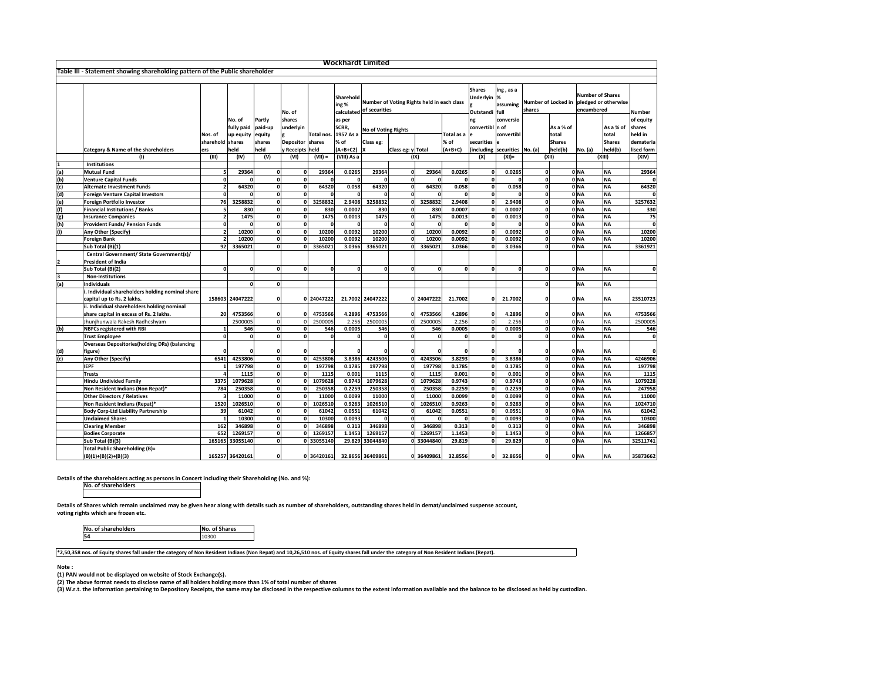# Wockhardt Limited

## Table III - Statement showing shareholding pattern of the Public shareholder

| | Category & Name of the shareholders | Nos. of sharehold ers | No. of fully paid up equity shares held | Partly paid-up equity shares held | No. of shares underlyin g Depositor y Receipts | Total nos. shares held | Sharehold ing % calculated as per SCRR, 1957 As a % of (A+B+C2) | Number of Voting Rights held in each class of securities | | | | Shares Underlyin g Outstandi ng convertibl e securities (including | Shareholding , as a % assuming full conversion of convertible securities | Number of Locked in shares | | Number of Shares pledged or otherwise encumbered | | Number of equity shares held in demateria lised form |
|---|---|---|---|---|---|---|---|---|---|---|---|---|---|---|---|---|---|---|
| | | | | | | | | No of Voting Rights | | | Total as a % of (A+B+C) | | | No. (a) | As a % of total Shares held(b) | No. (a) | As a % of total Shares held(b) | |
| | | | | | | | | Class eg: X | Class eg: y | Total | | | | | | | | |
| | (I) | (III) | (IV) | (V) | (VI) | (VII) = | (VIII) As a | (IX) | | | | (X) | (XI)= | (XII) | | (XIII) | | (XIV) |
| 1 | **Institutions** | | | | | | | | | | | | | | | | | |
| (a) | **Mutual Fund** | 5 | 29364 | 0 | 0 | 29364 | 0.0265 | 29364 | 0 | 29364 | 0.0265 | 0 | 0.0265 | 0 | 0 | NA | NA | 29364 |
| (b) | **Venture Capital Funds** | 0 | 0 | 0 | 0 | 0 | 0 | 0 | 0 | 0 | 0 | 0 | 0 | 0 | 0 | NA | NA | 0 |
| (c) | **Alternate Investment Funds** | 2 | 64320 | 0 | 0 | 64320 | 0.058 | 64320 | 0 | 64320 | 0.058 | 0 | 0.058 | 0 | 0 | NA | NA | 64320 |
| (d) | **Foreign Venture Capital Investors** | 0 | 0 | 0 | 0 | 0 | 0 | 0 | 0 | 0 | 0 | 0 | 0 | 0 | 0 | NA | NA | 0 |
| (e) | **Foreign Portfolio Investor** | 76 | 3258832 | 0 | 0 | 3258832 | 2.9408 | 3258832 | 0 | 3258832 | 2.9408 | 0 | 2.9408 | 0 | 0 | NA | NA | 3257632 |
| (f) | **Financial Institutions / Banks** | 5 | 830 | 0 | 0 | 830 | 0.0007 | 830 | 0 | 830 | 0.0007 | 0 | 0.0007 | 0 | 0 | NA | NA | 330 |
| (g) | **Insurance Companies** | 2 | 1475 | 0 | 0 | 1475 | 0.0013 | 1475 | 0 | 1475 | 0.0013 | 0 | 0.0013 | 0 | 0 | NA | NA | 75 |
| (h) | **Provident Funds/ Pension Funds** | 0 | 0 | 0 | 0 | 0 | 0 | 0 | 0 | 0 | 0 | 0 | 0 | 0 | 0 | NA | NA | 0 |
| (i) | **Any Other (Specify)** | 2 | 10200 | 0 | 0 | 10200 | 0.0092 | 10200 | 0 | 10200 | 0.0092 | 0 | 0.0092 | 0 | 0 | NA | NA | 10200 |
| | **Foreign Bank** | 2 | 10200 | 0 | 0 | 10200 | 0.0092 | 10200 | 0 | 10200 | 0.0092 | 0 | 0.0092 | 0 | 0 | NA | NA | 10200 |
| | **Sub Total (B)(1)** | 92 | 3365021 | 0 | 0 | 3365021 | 3.0366 | 3365021 | 0 | 3365021 | 3.0366 | 0 | 3.0366 | 0 | 0 | NA | NA | 3361921 |
| 2 | **Central Government/ State Government(s)/ President of India** | | | | | | | | | | | | | | | | | |
| | **Sub Total (B)(2)** | 0 | 0 | 0 | 0 | 0 | 0 | 0 | 0 | 0 | 0 | 0 | 0 | 0 | 0 | NA | NA | 0 |
| 3 | **Non-Institutions** | | | | | | | | | | | | | | | | | |
| (a) | **Individuals** | | 0 | 0 | | | | | | | | | | 0 | | NA | NA | |
| | **i. Individual shareholders holding nominal share capital up to Rs. 2 lakhs.** | 158603 | 24047222 | 0 | 0 | 24047222 | 21.7002 | 24047222 | 0 | 24047222 | 21.7002 | 0 | 21.7002 | 0 | 0 | NA | NA | 23510723 |
| | **ii. Individual shareholders holding nominal share capital in excess of Rs. 2 lakhs.** | 20 | 4753566 | 0 | 0 | 4753566 | 4.2896 | 4753566 | 0 | 4753566 | 4.2896 | 0 | 4.2896 | 0 | 0 | NA | NA | 4753566 |
| | Jhunjhunwala Rakesh Radheshyam | | 2500005 | 0 | 0 | 2500005 | 2.256 | 2500005 | 0 | 2500005 | 2.256 | 0 | 2.256 | 0 | 0 | NA | NA | 2500005 |
| (b) | **NBFCs registered with RBI** | 1 | 546 | 0 | 0 | 546 | 0.0005 | 546 | 0 | 546 | 0.0005 | 0 | 0.0005 | 0 | 0 | NA | NA | 546 |
| | **Trust Employee** | 0 | 0 | 0 | 0 | 0 | 0 | 0 | 0 | 0 | 0 | 0 | 0 | 0 | 0 | NA | NA | 0 |
| (d) | **Overseas Depositories(holding DRs) (balancing figure)** | 0 | 0 | 0 | 0 | 0 | 0 | 0 | 0 | 0 | 0 | 0 | 0 | 0 | 0 | NA | NA | 0 |
| (c) | **Any Other (Specify)** | 6541 | 4253806 | 0 | 0 | 4253806 | 3.8386 | 4243506 | 0 | 4243506 | 3.8293 | 0 | 3.8386 | 0 | 0 | NA | NA | 4246906 |
| | **IEPF** | 1 | 197798 | 0 | 0 | 197798 | 0.1785 | 197798 | 0 | 197798 | 0.1785 | 0 | 0.1785 | 0 | 0 | NA | NA | 197798 |
| | **Trusts** | 4 | 1115 | 0 | 0 | 1115 | 0.001 | 1115 | 0 | 1115 | 0.001 | 0 | 0.001 | 0 | 0 | NA | NA | 1115 |
| | **Hindu Undivided Family** | 3375 | 1079628 | 0 | 0 | 1079628 | 0.9743 | 1079628 | 0 | 1079628 | 0.9743 | 0 | 0.9743 | 0 | 0 | NA | NA | 1079228 |
| | **Non Resident Indians (Non Repat)*** | 784 | 250358 | 0 | 0 | 250358 | 0.2259 | 250358 | 0 | 250358 | 0.2259 | 0 | 0.2259 | 0 | 0 | NA | NA | 247958 |
| | **Other Directors / Relatives** | 3 | 11000 | 0 | 0 | 11000 | 0.0099 | 11000 | 0 | 11000 | 0.0099 | 0 | 0.0099 | 0 | 0 | NA | NA | 11000 |
| | **Non Resident Indians (Repat)*** | 1520 | 1026510 | 0 | 0 | 1026510 | 0.9263 | 1026510 | 0 | 1026510 | 0.9263 | 0 | 0.9263 | 0 | 0 | NA | NA | 1024710 |
| | **Body Corp-Ltd Liability Partnership** | 39 | 61042 | 0 | 0 | 61042 | 0.0551 | 61042 | 0 | 61042 | 0.0551 | 0 | 0.0551 | 0 | 0 | NA | NA | 61042 |
| | **Unclaimed Shares** | 1 | 10300 | 0 | 0 | 10300 | 0.0093 | 0 | 0 | 0 | 0 | 0 | 0.0093 | 0 | 0 | NA | NA | 10300 |
| | **Clearing Member** | 162 | 346898 | 0 | 0 | 346898 | 0.313 | 346898 | 0 | 346898 | 0.313 | 0 | 0.313 | 0 | 0 | NA | NA | 346898 |
| | **Bodies Corporate** | 652 | 1269157 | 0 | 0 | 1269157 | 1.1453 | 1269157 | 0 | 1269157 | 1.1453 | 0 | 1.1453 | 0 | 0 | NA | NA | 1266857 |
| | **Sub Total (B)(3)** | 165165 | 33055140 | 0 | 0 | 33055140 | 29.829 | 33044840 | 0 | 33044840 | 29.819 | 0 | 29.829 | 0 | 0 | NA | NA | 32511741 |
| | **Total Public Shareholding (B)= (B)(1)+(B)(2)+(B)(3)** | 165257 | 36420161 | 0 | 0 | 36420161 | 32.8656 | 36409861 | 0 | 36409861 | 32.8556 | 0 | 32.8656 | 0 | 0 | NA | NA | 35873662 |

**Details of the shareholders acting as persons in Concert including their Shareholding (No. and %):**

| No. of shareholders |
|---|
| |

**Details of Shares which remain unclaimed may be given hear along with details such as number of shareholders, outstanding shares held in demat/unclaimed suspense account, voting rights which are frozen etc.**

| No. of shareholders | No. of Shares |
|---|---|
| 54 | 10300 |

**\*2,50,358 nos. of Equity shares fall under the category of Non Resident Indians (Non Repat) and 10,26,510 nos. of Equity shares fall under the category of Non Resident Indians (Repat).**

**Note :**

**(1) PAN would not be displayed on website of Stock Exchange(s).**

**(2) The above format needs to disclose name of all holders holding more than 1% of total number of shares**

**(3) W.r.t. the information pertaining to Depository Receipts, the same may be disclosed in the respective columns to the extent information available and the balance to be disclosed as held by custodian.**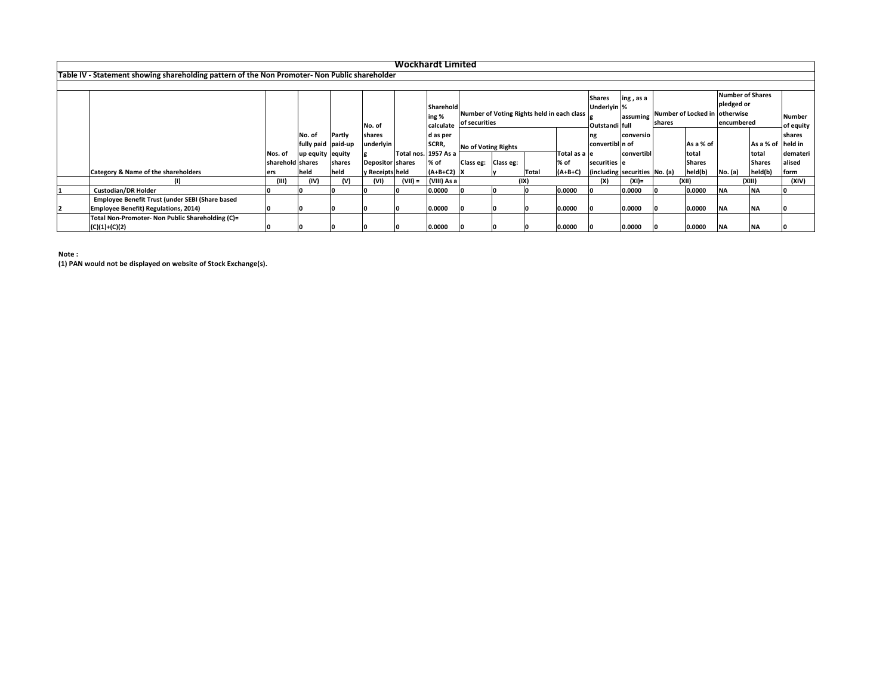# Wockhardt Limited

## Table IV - Statement showing shareholding pattern of the Non Promoter- Non Public shareholder

| | Category & Name of the shareholders | Nos. of shareholders | No. of fully paid up equity shares held | Partly paid-up equity shares held | No. of shares underlying Depository Receipts | Total nos. shares held | Shareholding % calculated as per SCRR, 1957 As a % of (A+B+C2) | Number of Voting Rights held in each class of securities | | | | Shares Underlying Outstanding convertible securities (including | Shareholding , as a % assuming full conversion of convertible securities | Number of Locked in shares | | Number of Shares pledged or otherwise encumbered | | Number of equity shares held in dematerialised form |
|---|---|---|---|---|---|---|---|---|---|---|---|---|---|---|---|---|---|---|
| | | | | | | | | No of Voting Rights | | | Total as a % of (A+B+C) | | | No. (a) | As a % of total Shares held(b) | No. (a) | As a % of total Shares held(b) | |
| | | | | | | | | Class eg: X | Class eg: y | Total | | | | | | | | |
| | (I) | (III) | (IV) | (V) | (VI) | (VII) = | (VIII) As a | (IX) | | | | (X) | (XI)= | (XII) | | (XIII) | | (XIV) |
| 1 | Custodian/DR Holder | 0 | 0 | 0 | 0 | 0 | 0.0000 | 0 | 0 | 0 | 0.0000 | 0 | 0.0000 | 0 | 0.0000 | NA | NA | 0 |
| 2 | Employee Benefit Trust (under SEBI (Share based Employee Benefit) Regulations, 2014) | 0 | 0 | 0 | 0 | 0 | 0.0000 | 0 | 0 | 0 | 0.0000 | 0 | 0.0000 | 0 | 0.0000 | NA | NA | 0 |
| | Total Non-Promoter- Non Public Shareholding (C)= (C)(1)+(C)(2) | 0 | 0 | 0 | 0 | 0 | 0.0000 | 0 | 0 | 0 | 0.0000 | 0 | 0.0000 | 0 | 0.0000 | NA | NA | 0 |

**Note :**

**(1) PAN would not be displayed on website of Stock Exchange(s).**